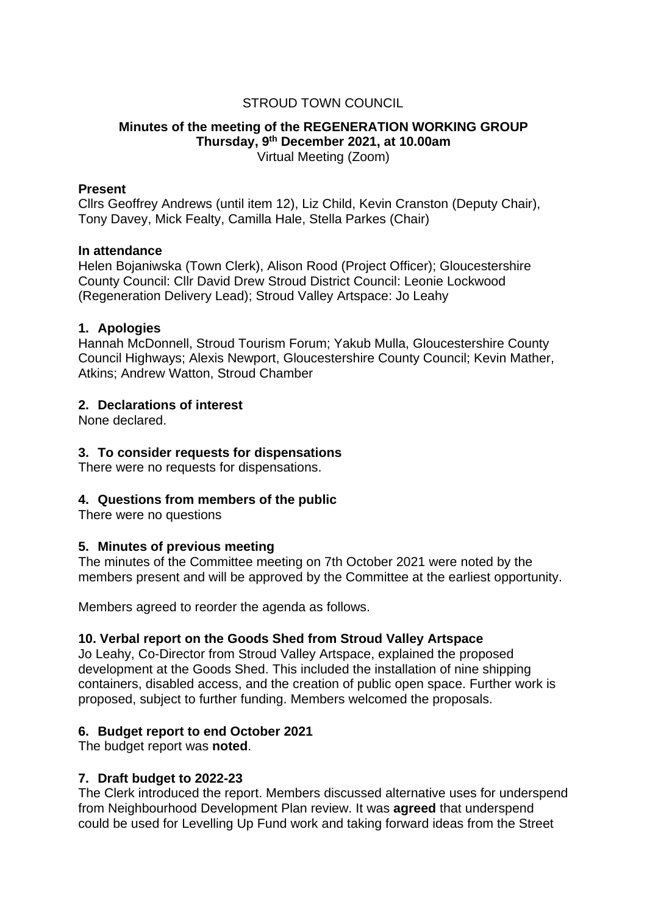STROUD TOWN COUNCIL

**Minutes of the meeting of the REGENERATION WORKING GROUP**
**Thursday, 9th December 2021, at 10.00am**
Virtual Meeting (Zoom)

**Present**
Cllrs Geoffrey Andrews (until item 12), Liz Child, Kevin Cranston (Deputy Chair), Tony Davey, Mick Fealty, Camilla Hale, Stella Parkes (Chair)

**In attendance**
Helen Bojaniwska (Town Clerk), Alison Rood (Project Officer); Gloucestershire County Council: Cllr David Drew Stroud District Council: Leonie Lockwood (Regeneration Delivery Lead); Stroud Valley Artspace: Jo Leahy

## 1. Apologies

Hannah McDonnell, Stroud Tourism Forum; Yakub Mulla, Gloucestershire County Council Highways; Alexis Newport, Gloucestershire County Council; Kevin Mather, Atkins; Andrew Watton, Stroud Chamber

## 2. Declarations of interest

None declared.

## 3. To consider requests for dispensations

There were no requests for dispensations.

## 4. Questions from members of the public

There were no questions

## 5. Minutes of previous meeting

The minutes of the Committee meeting on 7th October 2021 were noted by the members present and will be approved by the Committee at the earliest opportunity.

Members agreed to reorder the agenda as follows.

## 10. Verbal report on the Goods Shed from Stroud Valley Artspace

Jo Leahy, Co-Director from Stroud Valley Artspace, explained the proposed development at the Goods Shed. This included the installation of nine shipping containers, disabled access, and the creation of public open space. Further work is proposed, subject to further funding. Members welcomed the proposals.

## 6. Budget report to end October 2021

The budget report was **noted**.

## 7. Draft budget to 2022-23

The Clerk introduced the report. Members discussed alternative uses for underspend from Neighbourhood Development Plan review. It was **agreed** that underspend could be used for Levelling Up Fund work and taking forward ideas from the Street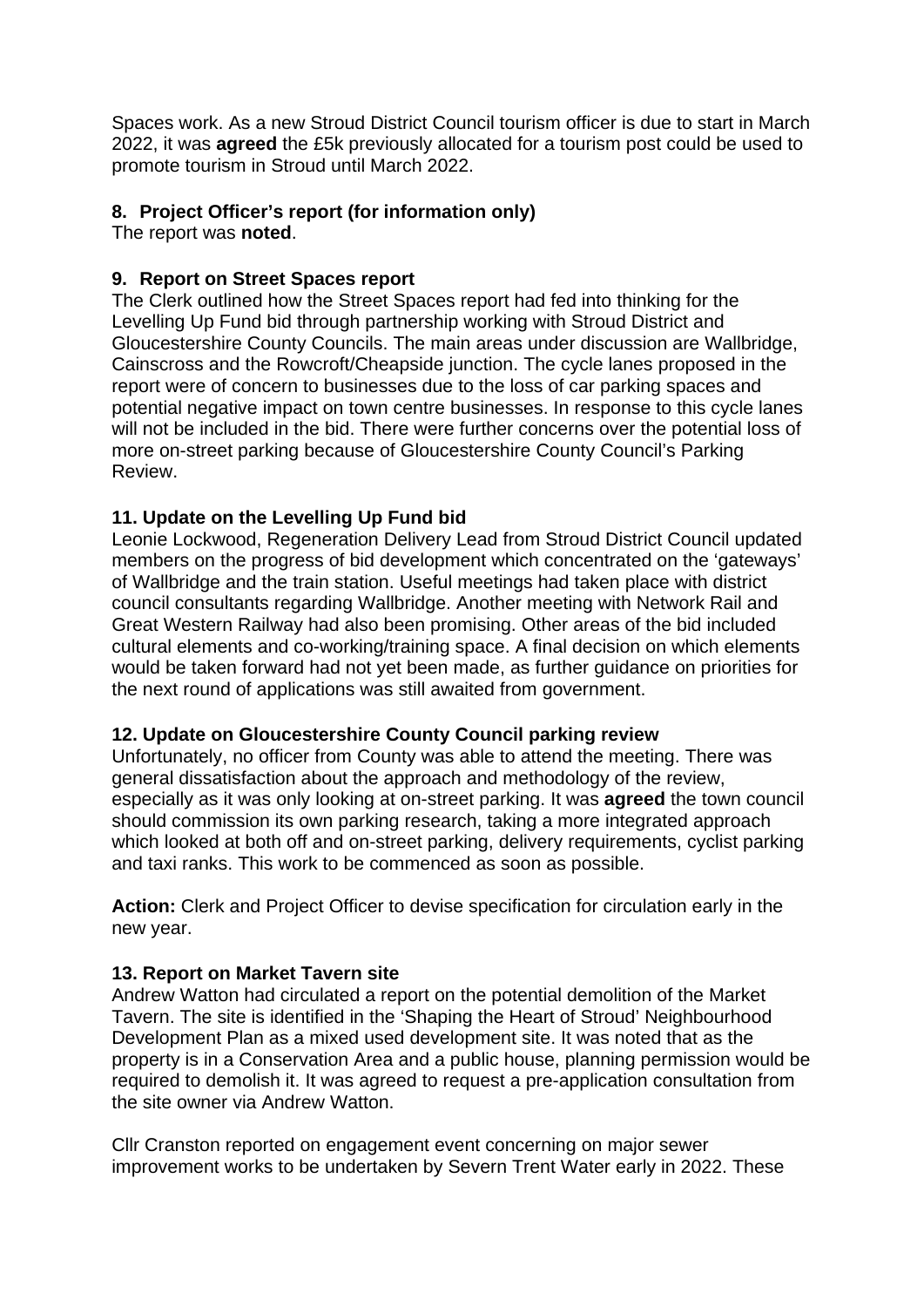Spaces work. As a new Stroud District Council tourism officer is due to start in March 2022, it was **agreed** the £5k previously allocated for a tourism post could be used to promote tourism in Stroud until March 2022.

**8. Project Officer's report (for information only)**

The report was **noted**.

**9. Report on Street Spaces report**

The Clerk outlined how the Street Spaces report had fed into thinking for the Levelling Up Fund bid through partnership working with Stroud District and Gloucestershire County Councils. The main areas under discussion are Wallbridge, Cainscross and the Rowcroft/Cheapside junction. The cycle lanes proposed in the report were of concern to businesses due to the loss of car parking spaces and potential negative impact on town centre businesses. In response to this cycle lanes will not be included in the bid. There were further concerns over the potential loss of more on-street parking because of Gloucestershire County Council's Parking Review.

**11. Update on the Levelling Up Fund bid**

Leonie Lockwood, Regeneration Delivery Lead from Stroud District Council updated members on the progress of bid development which concentrated on the 'gateways' of Wallbridge and the train station. Useful meetings had taken place with district council consultants regarding Wallbridge. Another meeting with Network Rail and Great Western Railway had also been promising. Other areas of the bid included cultural elements and co-working/training space. A final decision on which elements would be taken forward had not yet been made, as further guidance on priorities for the next round of applications was still awaited from government.

**12. Update on Gloucestershire County Council parking review**

Unfortunately, no officer from County was able to attend the meeting. There was general dissatisfaction about the approach and methodology of the review, especially as it was only looking at on-street parking. It was **agreed** the town council should commission its own parking research, taking a more integrated approach which looked at both off and on-street parking, delivery requirements, cyclist parking and taxi ranks. This work to be commenced as soon as possible.

**Action:** Clerk and Project Officer to devise specification for circulation early in the new year.

**13. Report on Market Tavern site**

Andrew Watton had circulated a report on the potential demolition of the Market Tavern. The site is identified in the 'Shaping the Heart of Stroud' Neighbourhood Development Plan as a mixed used development site. It was noted that as the property is in a Conservation Area and a public house, planning permission would be required to demolish it. It was agreed to request a pre-application consultation from the site owner via Andrew Watton.

Cllr Cranston reported on engagement event concerning on major sewer improvement works to be undertaken by Severn Trent Water early in 2022. These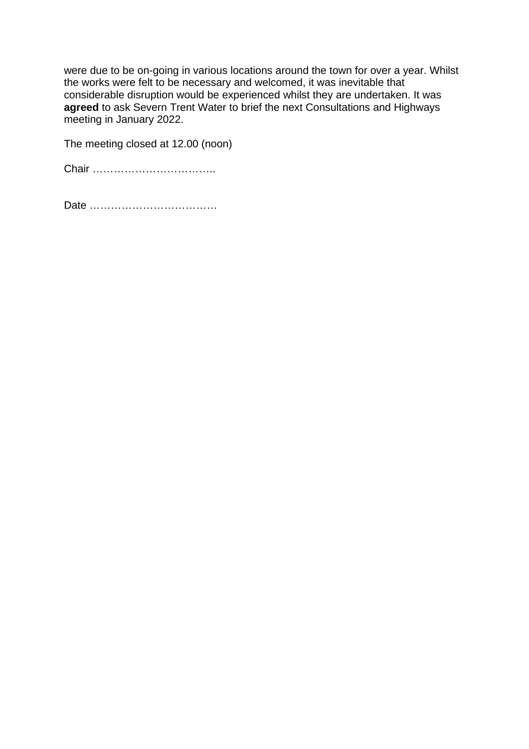were due to be on-going in various locations around the town for over a year. Whilst the works were felt to be necessary and welcomed, it was inevitable that considerable disruption would be experienced whilst they are undertaken. It was **agreed** to ask Severn Trent Water to brief the next Consultations and Highways meeting in January 2022.

The meeting closed at 12.00 (noon)

Chair ……………………………..

Date ………………………………